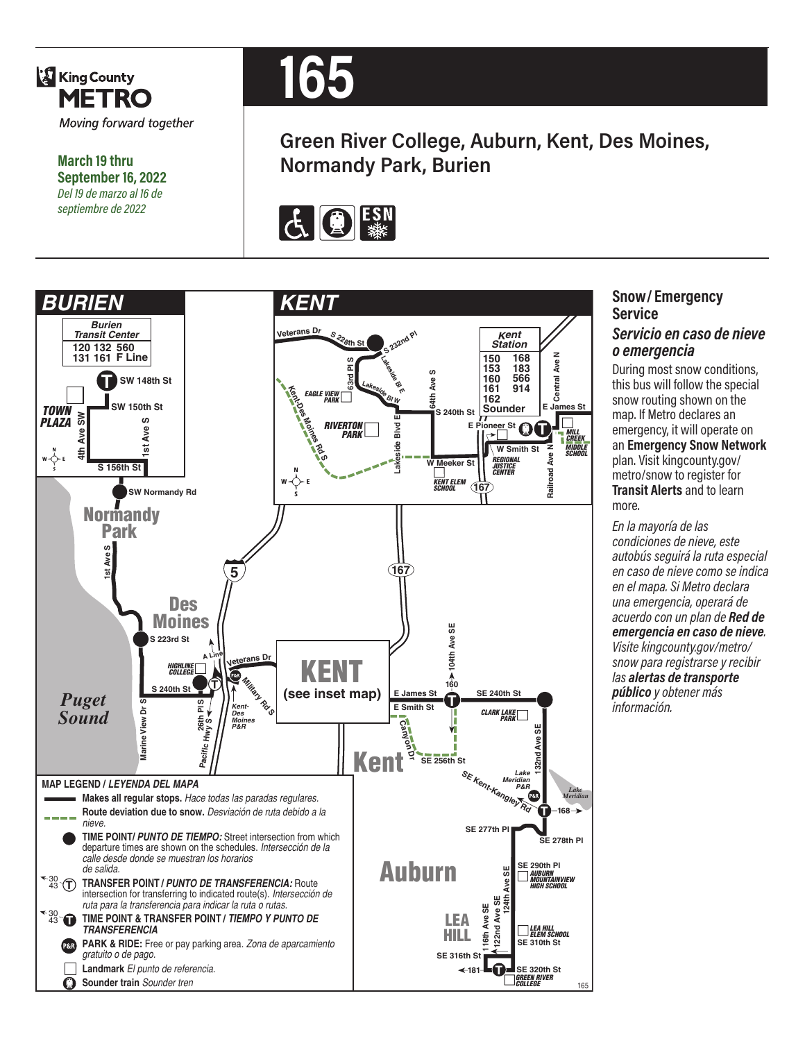King County METRO

Moving forward together

**March 19 thru September 16, 2022**

*Del 19 de marzo al 16 de septiembre de 2022*

# 165

## Green River College, Auburn, Kent, Des Moines, Normandy Park, Burien

## Snow / Emergency Service

### *Servicio en caso de nieve o emergencia*

During most snow conditions, this bus will follow the special snow routing shown on the map. If Metro declares an emergency, it will operate on an **Emergency Snow Network** plan. Visit kingcounty.gov/metro/snow to register for **Transit Alerts** and to learn more.

*En la mayoría de las condiciones de nieve, este autobús seguirá la ruta especial en caso de nieve como se indica en el mapa. Si Metro declara una emergencia, operará de acuerdo con un plan de **Red de emergencia en caso de nieve**. Visite kingcounty.gov/metro/snow para registrarse y recibir las **alertas de transporte público** y obtener más información.*

**MAP LEGEND / *LEYENDA DEL MAPA***

- Makes all regular stops. *Hace todas las paradas regulares.*
- Route deviation due to snow. *Desviación de ruta debido a la nieve.*
- **TIME POINT/ *PUNTO DE TIEMPO:*** Street intersection from which departure times are shown on the schedules. *Intersección de la calle desde donde se muestran los horarios de salida.*
- **TRANSFER POINT / *PUNTO DE TRANSFERENCIA:*** Route intersection for transferring to indicated route(s). *Intersección de ruta para la transferencia para indicar la ruta o rutas.*
- **TIME POINT & TRANSFER POINT / *TIEMPO Y PUNTO DE TRANSFERENCIA***
- **PARK & RIDE:** Free or pay parking area. *Zona de aparcamiento gratuito o de pago.*
- **Landmark** *El punto de referencia.*
- **Sounder train** *Sounder tren*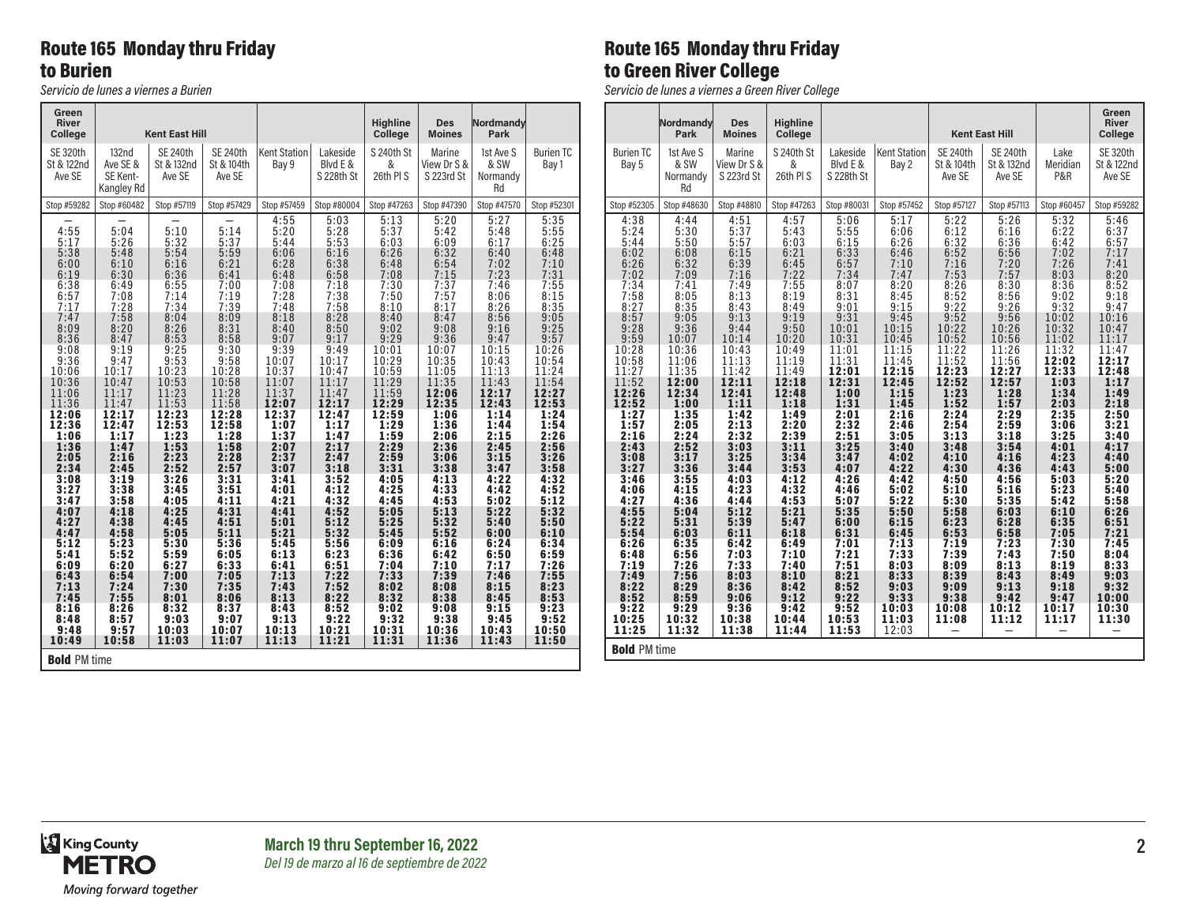## Route 165 Monday thru Friday to Burien

*Servicio de lunes a viernes a Burien*

| Green River College | Kent East Hill | | | | | Highline College | Des Moines | Nordmandy Park | |
|---|---|---|---|---|---|---|---|---|---|
| SE 320th St & 122nd Ave SE | 132nd Ave SE & SE Kent-Kangley Rd | SE 240th St & 132nd Ave SE | SE 240th St & 104th Ave SE | Kent Station Bay 9 | Lakeside Blvd E & S 228th St | S 240th St & 26th Pl S | Marine View Dr S & S 223rd St | 1st Ave S & SW Normandy Rd | Burien TC Bay 1 |
| Stop #59282 | Stop #60482 | Stop #57119 | Stop #57429 | Stop #57459 | Stop #80004 | Stop #47263 | Stop #47390 | Stop #47570 | Stop #52301 |
| – | – | – | – | 4:55 | 5:03 | 5:13 | 5:20 | 5:27 | 5:35 |
| 4:55 | 5:04 | 5:10 | 5:14 | 5:20 | 5:28 | 5:37 | 5:42 | 5:48 | 5:55 |
| 5:17 | 5:26 | 5:32 | 5:37 | 5:44 | 5:53 | 6:03 | 6:09 | 6:17 | 6:25 |
| 5:38 | 5:48 | 5:54 | 5:59 | 6:06 | 6:16 | 6:26 | 6:32 | 6:40 | 6:48 |
| 6:00 | 6:10 | 6:16 | 6:21 | 6:28 | 6:38 | 6:48 | 6:54 | 7:02 | 7:10 |
| 6:19 | 6:30 | 6:36 | 6:41 | 6:48 | 6:58 | 7:08 | 7:15 | 7:23 | 7:31 |
| 6:38 | 6:49 | 6:55 | 7:00 | 7:08 | 7:18 | 7:30 | 7:37 | 7:46 | 7:55 |
| 6:57 | 7:08 | 7:14 | 7:19 | 7:28 | 7:38 | 7:50 | 7:57 | 8:06 | 8:15 |
| 7:17 | 7:28 | 7:34 | 7:39 | 7:48 | 7:58 | 8:10 | 8:17 | 8:26 | 8:35 |
| 7:47 | 7:58 | 8:04 | 8:09 | 8:18 | 8:28 | 8:40 | 8:47 | 8:56 | 9:05 |
| 8:09 | 8:20 | 8:26 | 8:31 | 8:40 | 8:50 | 9:02 | 9:08 | 9:16 | 9:25 |
| 8:36 | 8:47 | 8:53 | 8:58 | 9:07 | 9:17 | 9:29 | 9:36 | 9:47 | 9:57 |
| 9:08 | 9:19 | 9:25 | 9:30 | 9:39 | 9:49 | 10:01 | 10:07 | 10:15 | 10:26 |
| 9:36 | 9:47 | 9:53 | 9:58 | 10:07 | 10:17 | 10:29 | 10:35 | 10:43 | 10:54 |
| 10:06 | 10:17 | 10:23 | 10:28 | 10:37 | 10:47 | 10:59 | 11:05 | 11:13 | 11:24 |
| 10:36 | 10:47 | 10:53 | 10:58 | 11:07 | 11:17 | 11:29 | 11:35 | 11:43 | 11:54 |
| 11:06 | 11:17 | 11:23 | 11:28 | 11:37 | 11:47 | 11:59 | **12:06** | **12:17** | **12:27** |
| 11:36 | 11:47 | 11:53 | 11:58 | **12:07** | **12:17** | **12:29** | **12:35** | **12:43** | **12:53** |
| **12:06** | **12:17** | **12:23** | **12:28** | **12:37** | **12:47** | **12:59** | **1:06** | **1:14** | **1:24** |
| **12:36** | **12:47** | **12:53** | **12:58** | **1:07** | **1:17** | **1:29** | **1:36** | **1:44** | **1:54** |
| **1:06** | **1:17** | **1:23** | **1:28** | **1:37** | **1:47** | **1:59** | **2:06** | **2:15** | **2:26** |
| **1:36** | **1:47** | **1:53** | **1:58** | **2:07** | **2:17** | **2:29** | **2:36** | **2:45** | **2:56** |
| **2:05** | **2:16** | **2:23** | **2:28** | **2:37** | **2:47** | **2:59** | **3:06** | **3:15** | **3:26** |
| **2:34** | **2:45** | **2:52** | **2:57** | **3:07** | **3:18** | **3:31** | **3:38** | **3:47** | **3:58** |
| **3:08** | **3:19** | **3:26** | **3:31** | **3:41** | **3:52** | **4:05** | **4:13** | **4:22** | **4:32** |
| **3:27** | **3:38** | **3:45** | **3:51** | **4:01** | **4:12** | **4:25** | **4:33** | **4:42** | **4:52** |
| **3:47** | **3:58** | **4:05** | **4:11** | **4:21** | **4:32** | **4:45** | **4:53** | **5:02** | **5:12** |
| **4:07** | **4:18** | **4:25** | **4:31** | **4:41** | **4:52** | **5:05** | **5:13** | **5:22** | **5:32** |
| **4:27** | **4:38** | **4:45** | **4:51** | **5:01** | **5:12** | **5:25** | **5:32** | **5:40** | **5:50** |
| **4:47** | **4:58** | **5:05** | **5:11** | **5:21** | **5:32** | **5:45** | **5:52** | **6:00** | **6:10** |
| **5:12** | **5:23** | **5:30** | **5:36** | **5:45** | **5:56** | **6:09** | **6:16** | **6:24** | **6:34** |
| **5:41** | **5:52** | **5:59** | **6:05** | **6:13** | **6:23** | **6:36** | **6:42** | **6:50** | **6:59** |
| **6:09** | **6:20** | **6:27** | **6:33** | **6:41** | **6:51** | **7:04** | **7:10** | **7:17** | **7:26** |
| **6:43** | **6:54** | **7:00** | **7:05** | **7:13** | **7:22** | **7:33** | **7:39** | **7:46** | **7:55** |
| **7:13** | **7:24** | **7:30** | **7:35** | **7:43** | **7:52** | **8:02** | **8:08** | **8:15** | **8:23** |
| **7:45** | **7:55** | **8:01** | **8:06** | **8:13** | **8:22** | **8:32** | **8:38** | **8:45** | **8:53** |
| **8:16** | **8:26** | **8:32** | **8:37** | **8:43** | **8:52** | **9:02** | **9:08** | **9:15** | **9:23** |
| **8:48** | **8:57** | **9:03** | **9:07** | **9:13** | **9:22** | **9:32** | **9:38** | **9:45** | **9:52** |
| **9:48** | **9:57** | **10:03** | **10:07** | **10:13** | **10:21** | **10:31** | **10:36** | **10:43** | **10:50** |
| **10:49** | **10:58** | **11:03** | **11:07** | **11:13** | **11:21** | **11:31** | **11:36** | **11:43** | **11:50** |

**Bold** PM time

## Route 165 Monday thru Friday to Green River College

*Servicio de lunes a viernes a Green River College*

| | Nordmandy Park | Des Moines | Highline College | | Kent East Hill | | | | Green River College |
|---|---|---|---|---|---|---|---|---|---|
| Burien TC Bay 5 | 1st Ave S & SW Normandy Rd | Marine View Dr S & S 223rd St | S 240th St & 26th Pl S | Lakeside Blvd E & S 228th St | Kent Station Bay 2 | SE 240th St & 104th Ave SE | SE 240th St & 132nd Ave SE | Lake Meridian P&R | SE 320th St & 122nd Ave SE |
| Stop #52305 | Stop #48630 | Stop #48810 | Stop #47263 | Stop #80031 | Stop #57452 | Stop #57127 | Stop #57113 | Stop #60457 | Stop #59282 |
| 4:38 | 4:44 | 4:51 | 4:57 | 5:06 | 5:17 | 5:22 | 5:26 | 5:32 | 5:46 |
| 5:24 | 5:30 | 5:37 | 5:43 | 5:55 | 6:06 | 6:12 | 6:16 | 6:22 | 6:37 |
| 5:44 | 5:50 | 5:57 | 6:03 | 6:15 | 6:26 | 6:32 | 6:36 | 6:42 | 6:57 |
| 6:02 | 6:08 | 6:15 | 6:21 | 6:33 | 6:46 | 6:52 | 6:56 | 7:02 | 7:17 |
| 6:26 | 6:32 | 6:39 | 6:45 | 6:57 | 7:10 | 7:16 | 7:20 | 7:26 | 7:41 |
| 7:02 | 7:09 | 7:16 | 7:22 | 7:34 | 7:47 | 7:53 | 7:57 | 8:03 | 8:20 |
| 7:34 | 7:41 | 7:49 | 7:55 | 8:07 | 8:20 | 8:26 | 8:30 | 8:36 | 8:52 |
| 7:58 | 8:05 | 8:13 | 8:19 | 8:31 | 8:45 | 8:52 | 8:56 | 9:02 | 9:18 |
| 8:27 | 8:35 | 8:43 | 8:49 | 9:01 | 9:15 | 9:22 | 9:26 | 9:32 | 9:47 |
| 8:57 | 9:05 | 9:13 | 9:19 | 9:31 | 9:45 | 9:52 | 9:56 | 10:02 | 10:16 |
| 9:28 | 9:36 | 9:44 | 9:50 | 10:01 | 10:15 | 10:22 | 10:26 | 10:32 | 10:47 |
| 9:59 | 10:07 | 10:14 | 10:20 | 10:31 | 10:45 | 10:52 | 10:56 | 11:02 | 11:17 |
| 10:28 | 10:36 | 10:43 | 10:49 | 11:01 | 11:15 | 11:22 | 11:26 | 11:32 | 11:47 |
| 10:58 | 11:06 | 11:13 | 11:19 | 11:31 | 11:45 | 11:52 | 11:56 | **12:02** | **12:17** |
| 11:27 | 11:35 | 11:42 | 11:49 | **12:01** | **12:15** | **12:23** | **12:27** | **12:33** | **12:48** |
| 11:52 | **12:00** | **12:11** | **12:18** | **12:31** | **12:45** | **12:52** | **12:57** | **1:03** | **1:17** |
| **12:26** | **12:34** | **12:41** | **12:48** | **1:00** | **1:15** | **1:23** | **1:28** | **1:34** | **1:49** |
| **12:52** | **1:00** | **1:11** | **1:18** | **1:31** | **1:45** | **1:52** | **1:57** | **2:03** | **2:18** |
| **1:27** | **1:35** | **1:42** | **1:49** | **2:01** | **2:16** | **2:24** | **2:29** | **2:35** | **2:50** |
| **1:57** | **2:05** | **2:13** | **2:20** | **2:32** | **2:46** | **2:54** | **2:59** | **3:06** | **3:21** |
| **2:16** | **2:24** | **2:32** | **2:39** | **2:51** | **3:05** | **3:13** | **3:18** | **3:25** | **3:40** |
| **2:43** | **2:52** | **3:03** | **3:11** | **3:25** | **3:40** | **3:48** | **3:54** | **4:01** | **4:17** |
| **3:08** | **3:17** | **3:25** | **3:34** | **3:47** | **4:02** | **4:10** | **4:16** | **4:23** | **4:40** |
| **3:27** | **3:36** | **3:44** | **3:53** | **4:07** | **4:22** | **4:30** | **4:36** | **4:43** | **5:00** |
| **3:46** | **3:55** | **4:03** | **4:12** | **4:26** | **4:42** | **4:50** | **4:56** | **5:03** | **5:20** |
| **4:06** | **4:15** | **4:23** | **4:32** | **4:46** | **5:02** | **5:10** | **5:16** | **5:23** | **5:40** |
| **4:27** | **4:36** | **4:44** | **4:53** | **5:07** | **5:22** | **5:30** | **5:35** | **5:42** | **5:58** |
| **4:55** | **5:04** | **5:12** | **5:21** | **5:35** | **5:50** | **5:58** | **6:03** | **6:10** | **6:26** |
| **5:22** | **5:31** | **5:39** | **5:47** | **6:00** | **6:15** | **6:23** | **6:28** | **6:35** | **6:51** |
| **5:54** | **6:03** | **6:11** | **6:18** | **6:31** | **6:45** | **6:53** | **6:58** | **7:05** | **7:21** |
| **6:26** | **6:35** | **6:42** | **6:49** | **7:01** | **7:13** | **7:19** | **7:23** | **7:30** | **7:45** |
| **6:48** | **6:56** | **7:03** | **7:10** | **7:21** | **7:33** | **7:39** | **7:43** | **7:50** | **8:04** |
| **7:19** | **7:26** | **7:33** | **7:40** | **7:51** | **8:03** | **8:09** | **8:13** | **8:19** | **8:33** |
| **7:49** | **7:56** | **8:03** | **8:10** | **8:21** | **8:33** | **8:39** | **8:43** | **8:49** | **9:03** |
| **8:22** | **8:29** | **8:36** | **8:42** | **8:52** | **9:03** | **9:09** | **9:13** | **9:18** | **9:32** |
| **8:52** | **8:59** | **9:06** | **9:12** | **9:22** | **9:33** | **9:38** | **9:42** | **9:47** | **10:00** |
| **9:22** | **9:29** | **9:36** | **9:42** | **9:52** | **10:03** | **10:08** | **10:12** | **10:17** | **10:30** |
| **10:25** | **10:32** | **10:38** | **10:44** | **10:53** | **11:03** | **11:08** | **11:12** | **11:17** | **11:30** |
| **11:25** | **11:32** | **11:38** | **11:44** | **11:53** | 12:03 | – | – | – | – |

**Bold** PM time

King County METRO — Moving forward together

**March 19 thru September 16, 2022**
*Del 19 de marzo al 16 de septiembre de 2022*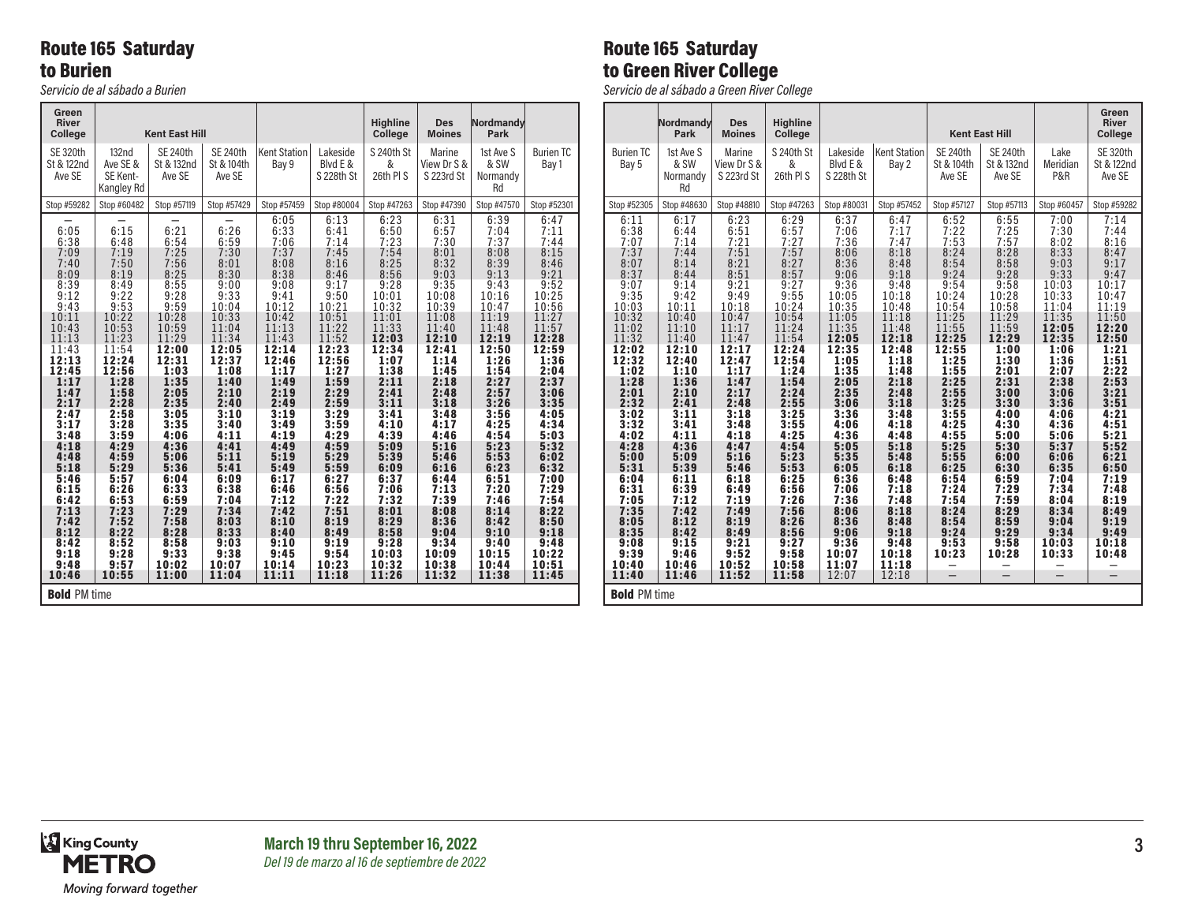## Route 165 Saturday to Burien

*Servicio de al sábado a Burien*

| Green River College | Kent East Hill | | | | | Highline College | Des Moines | Nordmandy Park | |
|---|---|---|---|---|---|---|---|---|---|
| SE 320th St & 122nd Ave SE | 132nd Ave SE & SE Kent-Kangley Rd | SE 240th St & 132nd Ave SE | SE 240th St & 104th Ave SE | Kent Station Bay 9 | Lakeside Blvd E & S 228th St | S 240th St & 26th Pl S | Marine View Dr S & S 223rd St | 1st Ave S & SW Normandy Rd | Burien TC Bay 1 |
| Stop #59282 | Stop #60482 | Stop #57119 | Stop #57429 | Stop #57459 | Stop #80004 | Stop #47263 | Stop #47390 | Stop #47570 | Stop #52301 |
| – | – | – | – | 6:05 | 6:13 | 6:23 | 6:31 | 6:39 | 6:47 |
| 6:05 | 6:15 | 6:21 | 6:26 | 6:33 | 6:41 | 6:50 | 6:57 | 7:04 | 7:11 |
| 6:38 | 6:48 | 6:54 | 6:59 | 7:06 | 7:14 | 7:23 | 7:30 | 7:37 | 7:44 |
| 7:09 | 7:19 | 7:25 | 7:30 | 7:37 | 7:45 | 7:54 | 8:01 | 8:08 | 8:15 |
| 7:40 | 7:50 | 7:56 | 8:01 | 8:08 | 8:16 | 8:25 | 8:32 | 8:39 | 8:46 |
| 8:09 | 8:19 | 8:25 | 8:30 | 8:38 | 8:46 | 8:56 | 9:03 | 9:13 | 9:21 |
| 8:39 | 8:49 | 8:55 | 9:00 | 9:08 | 9:17 | 9:28 | 9:35 | 9:43 | 9:52 |
| 9:12 | 9:22 | 9:28 | 9:33 | 9:41 | 9:50 | 10:01 | 10:08 | 10:16 | 10:25 |
| 9:43 | 9:53 | 9:59 | 10:04 | 10:12 | 10:21 | 10:32 | 10:39 | 10:47 | 10:56 |
| 10:11 | 10:22 | 10:28 | 10:33 | 10:42 | 10:51 | 11:01 | 11:08 | 11:19 | 11:27 |
| 10:43 | 10:53 | 10:59 | 11:04 | 11:13 | 11:22 | 11:33 | 11:40 | 11:48 | 11:57 |
| 11:13 | 11:23 | 11:29 | 11:34 | 11:43 | 11:52 | **12:03** | **12:10** | **12:19** | **12:28** |
| 11:43 | 11:54 | **12:00** | **12:05** | **12:14** | **12:23** | **12:34** | **12:41** | **12:50** | **12:59** |
| **12:13** | **12:24** | **12:31** | **12:37** | **12:46** | **12:56** | **1:07** | **1:14** | **1:26** | **1:36** |
| **12:45** | **12:56** | **1:03** | **1:08** | **1:17** | **1:27** | **1:38** | **1:45** | **1:54** | **2:04** |
| **1:17** | **1:28** | **1:35** | **1:40** | **1:49** | **1:59** | **2:11** | **2:18** | **2:27** | **2:37** |
| **1:47** | **1:58** | **2:05** | **2:10** | **2:19** | **2:29** | **2:41** | **2:48** | **2:57** | **3:06** |
| **2:17** | **2:28** | **2:35** | **2:40** | **2:49** | **2:59** | **3:11** | **3:18** | **3:26** | **3:35** |
| **2:47** | **2:58** | **3:05** | **3:10** | **3:19** | **3:29** | **3:41** | **3:48** | **3:56** | **4:05** |
| **3:17** | **3:28** | **3:35** | **3:40** | **3:49** | **3:59** | **4:10** | **4:17** | **4:25** | **4:34** |
| **3:48** | **3:59** | **4:06** | **4:11** | **4:19** | **4:29** | **4:39** | **4:46** | **4:54** | **5:03** |
| **4:18** | **4:29** | **4:36** | **4:41** | **4:49** | **4:59** | **5:09** | **5:16** | **5:23** | **5:32** |
| **4:48** | **4:59** | **5:06** | **5:11** | **5:19** | **5:29** | **5:39** | **5:46** | **5:53** | **6:02** |
| **5:18** | **5:29** | **5:36** | **5:41** | **5:49** | **5:59** | **6:09** | **6:16** | **6:23** | **6:32** |
| **5:46** | **5:57** | **6:04** | **6:09** | **6:17** | **6:27** | **6:37** | **6:44** | **6:51** | **7:00** |
| **6:15** | **6:26** | **6:33** | **6:38** | **6:46** | **6:56** | **7:06** | **7:13** | **7:20** | **7:29** |
| **6:42** | **6:53** | **6:59** | **7:04** | **7:12** | **7:22** | **7:32** | **7:39** | **7:46** | **7:54** |
| **7:13** | **7:23** | **7:29** | **7:34** | **7:42** | **7:51** | **8:01** | **8:08** | **8:14** | **8:22** |
| **7:42** | **7:52** | **7:58** | **8:03** | **8:10** | **8:19** | **8:29** | **8:36** | **8:42** | **8:50** |
| **8:12** | **8:22** | **8:28** | **8:33** | **8:40** | **8:49** | **8:58** | **9:04** | **9:10** | **9:18** |
| **8:42** | **8:52** | **8:58** | **9:03** | **9:10** | **9:19** | **9:28** | **9:34** | **9:40** | **9:48** |
| **9:18** | **9:28** | **9:33** | **9:38** | **9:45** | **9:54** | **10:03** | **10:09** | **10:15** | **10:22** |
| **9:48** | **9:57** | **10:02** | **10:07** | **10:14** | **10:23** | **10:32** | **10:38** | **10:44** | **10:51** |
| **10:46** | **10:55** | **11:00** | **11:04** | **11:11** | **11:18** | **11:26** | **11:32** | **11:38** | **11:45** |

**Bold** PM time

## Route 165 Saturday to Green River College

*Servicio de al sábado a Green River College*

| | Nordmandy Park | Des Moines | Highline College | | Kent East Hill | | | | Green River College |
|---|---|---|---|---|---|---|---|---|---|
| Burien TC Bay 5 | 1st Ave S & SW Normandy Rd | Marine View Dr S & S 223rd St | S 240th St & 26th Pl S | Lakeside Blvd E & S 228th St | Kent Station Bay 2 | SE 240th St & 104th Ave SE | SE 240th St & 132nd Ave SE | Lake Meridian P&R | SE 320th St & 122nd Ave SE |
| Stop #52305 | Stop #48630 | Stop #48810 | Stop #47263 | Stop #80031 | Stop #57452 | Stop #57127 | Stop #57113 | Stop #60457 | Stop #59282 |
| 6:11 | 6:17 | 6:23 | 6:29 | 6:37 | 6:47 | 6:52 | 6:55 | 7:00 | 7:14 |
| 6:38 | 6:44 | 6:51 | 6:57 | 7:06 | 7:17 | 7:22 | 7:25 | 7:30 | 7:44 |
| 7:07 | 7:14 | 7:21 | 7:27 | 7:36 | 7:47 | 7:53 | 7:57 | 8:02 | 8:16 |
| 7:37 | 7:44 | 7:51 | 7:57 | 8:06 | 8:18 | 8:24 | 8:28 | 8:33 | 8:47 |
| 8:07 | 8:14 | 8:21 | 8:27 | 8:36 | 8:48 | 8:54 | 8:58 | 9:03 | 9:17 |
| 8:37 | 8:44 | 8:51 | 8:57 | 9:06 | 9:18 | 9:24 | 9:28 | 9:33 | 9:47 |
| 9:07 | 9:14 | 9:21 | 9:27 | 9:36 | 9:48 | 9:54 | 9:58 | 10:03 | 10:17 |
| 9:35 | 9:42 | 9:49 | 9:55 | 10:05 | 10:18 | 10:24 | 10:28 | 10:33 | 10:47 |
| 10:03 | 10:11 | 10:18 | 10:24 | 10:35 | 10:48 | 10:54 | 10:58 | 11:04 | 11:19 |
| 10:32 | 10:40 | 10:47 | 10:54 | 11:05 | 11:18 | 11:25 | 11:29 | 11:35 | 11:50 |
| 11:02 | 11:10 | 11:17 | 11:24 | 11:35 | 11:48 | 11:55 | 11:59 | **12:05** | **12:20** |
| 11:32 | 11:40 | 11:47 | 11:54 | **12:05** | **12:18** | **12:25** | **12:29** | **12:35** | **12:50** |
| **12:02** | **12:10** | **12:17** | **12:24** | **12:35** | **12:48** | **12:55** | **1:00** | **1:06** | **1:21** |
| **12:32** | **12:40** | **12:47** | **12:54** | **1:05** | **1:18** | **1:25** | **1:30** | **1:36** | **1:51** |
| **1:02** | **1:10** | **1:17** | **1:24** | **1:35** | **1:48** | **1:55** | **2:01** | **2:07** | **2:22** |
| **1:28** | **1:36** | **1:47** | **1:54** | **2:05** | **2:18** | **2:25** | **2:31** | **2:38** | **2:53** |
| **2:01** | **2:10** | **2:17** | **2:24** | **2:35** | **2:48** | **2:55** | **3:00** | **3:06** | **3:21** |
| **2:32** | **2:41** | **2:48** | **2:55** | **3:06** | **3:18** | **3:25** | **3:30** | **3:36** | **3:51** |
| **3:02** | **3:11** | **3:18** | **3:25** | **3:36** | **3:48** | **3:55** | **4:00** | **4:06** | **4:21** |
| **3:32** | **3:41** | **3:48** | **3:55** | **4:06** | **4:18** | **4:25** | **4:30** | **4:36** | **4:51** |
| **4:02** | **4:11** | **4:18** | **4:25** | **4:36** | **4:48** | **4:55** | **5:00** | **5:06** | **5:21** |
| **4:28** | **4:36** | **4:47** | **4:54** | **5:05** | **5:18** | **5:25** | **5:30** | **5:37** | **5:52** |
| **5:00** | **5:09** | **5:16** | **5:23** | **5:35** | **5:48** | **5:55** | **6:00** | **6:06** | **6:21** |
| **5:31** | **5:39** | **5:46** | **5:53** | **6:05** | **6:18** | **6:25** | **6:30** | **6:35** | **6:50** |
| **6:04** | **6:11** | **6:18** | **6:25** | **6:36** | **6:48** | **6:54** | **6:59** | **7:04** | **7:19** |
| **6:31** | **6:39** | **6:49** | **6:56** | **7:06** | **7:18** | **7:24** | **7:29** | **7:34** | **7:48** |
| **7:05** | **7:12** | **7:19** | **7:26** | **7:36** | **7:48** | **7:54** | **7:59** | **8:04** | **8:19** |
| **7:35** | **7:42** | **7:49** | **7:56** | **8:06** | **8:18** | **8:24** | **8:29** | **8:34** | **8:49** |
| **8:05** | **8:12** | **8:19** | **8:26** | **8:36** | **8:48** | **8:54** | **8:59** | **9:04** | **9:19** |
| **8:35** | **8:42** | **8:49** | **8:56** | **9:06** | **9:18** | **9:24** | **9:29** | **9:34** | **9:49** |
| **9:08** | **9:15** | **9:21** | **9:27** | **9:36** | **9:48** | **9:53** | **9:58** | **10:03** | **10:18** |
| **9:39** | **9:46** | **9:52** | **9:58** | **10:07** | **10:18** | **10:23** | **10:28** | **10:33** | **10:48** |
| **10:40** | **10:46** | **10:52** | **10:58** | **11:07** | **11:18** | – | – | – | – |
| **11:40** | **11:46** | **11:52** | **11:58** | 12:07 | 12:18 | – | – | – | – |

**Bold** PM time

King County METRO — *Moving forward together*

**March 19 thru September 16, 2022**
*Del 19 de marzo al 16 de septiembre de 2022*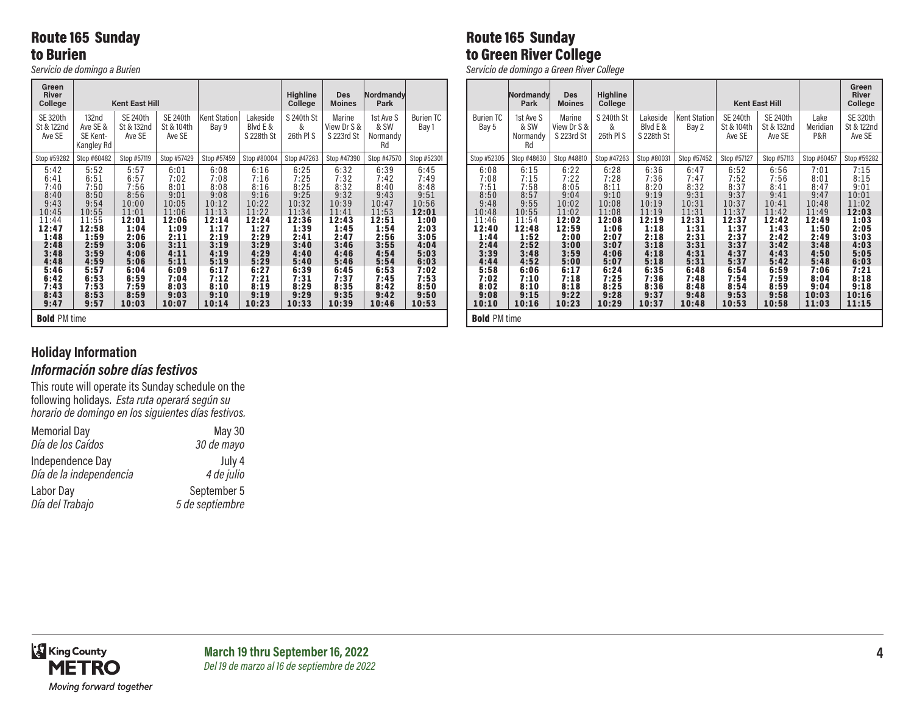## Route 165 Sunday to Burien

*Servicio de domingo a Burien*

| Green River College | Kent East Hill | | | | | Highline College | Des Moines | Nordmandy Park | |
|---|---|---|---|---|---|---|---|---|---|
| SE 320th St & 122nd Ave SE | 132nd Ave SE & SE Kent-Kangley Rd | SE 240th St & 132nd Ave SE | SE 240th St & 104th Ave SE | Kent Station Bay 9 | Lakeside Blvd E & S 228th St | S 240th St & 26th Pl S | Marine View Dr S & S 223rd St | 1st Ave S & SW Normandy Rd | Burien TC Bay 1 |
| Stop #59282 | Stop #60482 | Stop #57119 | Stop #57429 | Stop #57459 | Stop #80004 | Stop #47263 | Stop #47390 | Stop #47570 | Stop #52301 |
| 5:42 | 5:52 | 5:57 | 6:01 | 6:08 | 6:16 | 6:25 | 6:32 | 6:39 | 6:45 |
| 6:41 | 6:51 | 6:57 | 7:02 | 7:08 | 7:16 | 7:25 | 7:32 | 7:42 | 7:49 |
| 7:40 | 7:50 | 7:56 | 8:01 | 8:08 | 8:16 | 8:25 | 8:32 | 8:40 | 8:48 |
| 8:40 | 8:50 | 8:56 | 9:01 | 9:08 | 9:16 | 9:25 | 9:32 | 9:43 | 9:51 |
| 9:43 | 9:54 | 10:00 | 10:05 | 10:12 | 10:22 | 10:32 | 10:39 | 10:47 | 10:56 |
| 10:45 | 10:55 | 11:01 | 11:06 | 11:13 | 11:22 | 11:34 | 11:41 | 11:53 | **12:01** |
| 11:44 | 11:55 | **12:01** | **12:06** | **12:14** | **12:24** | **12:36** | **12:43** | **12:51** | **1:00** |
| **12:47** | **12:58** | **1:04** | **1:09** | **1:17** | **1:27** | **1:39** | **1:45** | **1:54** | **2:03** |
| **1:48** | **1:59** | **2:06** | **2:11** | **2:19** | **2:29** | **2:41** | **2:47** | **2:56** | **3:05** |
| **2:48** | **2:59** | **3:06** | **3:11** | **3:19** | **3:29** | **3:40** | **3:46** | **3:55** | **4:04** |
| **3:48** | **3:59** | **4:06** | **4:11** | **4:19** | **4:29** | **4:40** | **4:46** | **4:54** | **5:03** |
| **4:48** | **4:59** | **5:06** | **5:11** | **5:19** | **5:29** | **5:40** | **5:46** | **5:54** | **6:03** |
| **5:46** | **5:57** | **6:04** | **6:09** | **6:17** | **6:27** | **6:39** | **6:45** | **6:53** | **7:02** |
| **6:42** | **6:53** | **6:59** | **7:04** | **7:12** | **7:21** | **7:31** | **7:37** | **7:45** | **7:53** |
| **7:43** | **7:53** | **7:59** | **8:03** | **8:10** | **8:19** | **8:29** | **8:35** | **8:42** | **8:50** |
| **8:43** | **8:53** | **8:59** | **9:03** | **9:10** | **9:19** | **9:29** | **9:35** | **9:42** | **9:50** |
| **9:47** | **9:57** | **10:03** | **10:07** | **10:14** | **10:23** | **10:33** | **10:39** | **10:46** | **10:53** |

**Bold** PM time

## Route 165 Sunday to Green River College

*Servicio de domingo a Green River College*

| | Nordmandy Park | Des Moines | Highline College | | Kent East Hill | | | | Green River College |
|---|---|---|---|---|---|---|---|---|---|
| Burien TC Bay 5 | 1st Ave S & SW Normandy Rd | Marine View Dr S & S 223rd St | S 240th St & 26th Pl S | Lakeside Blvd E & S 228th St | Kent Station Bay 2 | SE 240th St & 104th Ave SE | SE 240th St & 132nd Ave SE | Lake Meridian P&R | SE 320th St & 122nd Ave SE |
| Stop #52305 | Stop #48630 | Stop #48810 | Stop #47263 | Stop #80031 | Stop #57452 | Stop #57127 | Stop #57113 | Stop #60457 | Stop #59282 |
| 6:08 | 6:15 | 6:22 | 6:28 | 6:36 | 6:47 | 6:52 | 6:56 | 7:01 | 7:15 |
| 7:08 | 7:15 | 7:22 | 7:28 | 7:36 | 7:47 | 7:52 | 7:56 | 8:01 | 8:15 |
| 7:51 | 7:58 | 8:05 | 8:11 | 8:20 | 8:32 | 8:37 | 8:41 | 8:47 | 9:01 |
| 8:50 | 8:57 | 9:04 | 9:10 | 9:19 | 9:31 | 9:37 | 9:41 | 9:47 | 10:01 |
| 9:48 | 9:55 | 10:02 | 10:08 | 10:19 | 10:31 | 10:37 | 10:41 | 10:48 | 11:02 |
| 10:48 | 10:55 | 11:02 | 11:08 | 11:19 | 11:31 | 11:37 | 11:42 | 11:49 | **12:03** |
| 11:46 | 11:54 | **12:02** | **12:08** | **12:19** | **12:31** | **12:37** | **12:42** | **12:49** | **1:03** |
| **12:40** | **12:48** | **12:59** | **1:06** | **1:18** | **1:31** | **1:37** | **1:43** | **1:50** | **2:05** |
| **1:44** | **1:52** | **2:00** | **2:07** | **2:18** | **2:31** | **2:37** | **2:42** | **2:49** | **3:03** |
| **2:44** | **2:52** | **3:00** | **3:07** | **3:18** | **3:31** | **3:37** | **3:42** | **3:48** | **4:03** |
| **3:39** | **3:48** | **3:59** | **4:06** | **4:18** | **4:31** | **4:37** | **4:43** | **4:50** | **5:05** |
| **4:44** | **4:52** | **5:00** | **5:07** | **5:18** | **5:31** | **5:37** | **5:42** | **5:48** | **6:03** |
| **5:58** | **6:06** | **6:17** | **6:24** | **6:35** | **6:48** | **6:54** | **6:59** | **7:06** | **7:21** |
| **7:02** | **7:10** | **7:18** | **7:25** | **7:36** | **7:48** | **7:54** | **7:59** | **8:04** | **8:18** |
| **8:02** | **8:10** | **8:18** | **8:25** | **8:36** | **8:48** | **8:54** | **8:59** | **9:04** | **9:18** |
| **9:08** | **9:15** | **9:22** | **9:28** | **9:37** | **9:48** | **9:53** | **9:58** | **10:03** | **10:16** |
| **10:10** | **10:16** | **10:23** | **10:29** | **10:37** | **10:48** | **10:53** | **10:58** | **11:03** | **11:15** |

**Bold** PM time

## Holiday Information

### *Información sobre días festivos*

This route will operate its Sunday schedule on the following holidays. *Esta ruta operará según su horario de domingo en los siguientes días festivos.*

| | |
|---|---|
| Memorial Day *Día de los Caídos* | May 30 *30 de mayo* |
| Independence Day *Día de la independencia* | July 4 *4 de julio* |
| Labor Day *Día del Trabajo* | September 5 *5 de septiembre* |

King County METRO
*Moving forward together*

**March 19 thru September 16, 2022**
*Del 19 de marzo al 16 de septiembre de 2022*